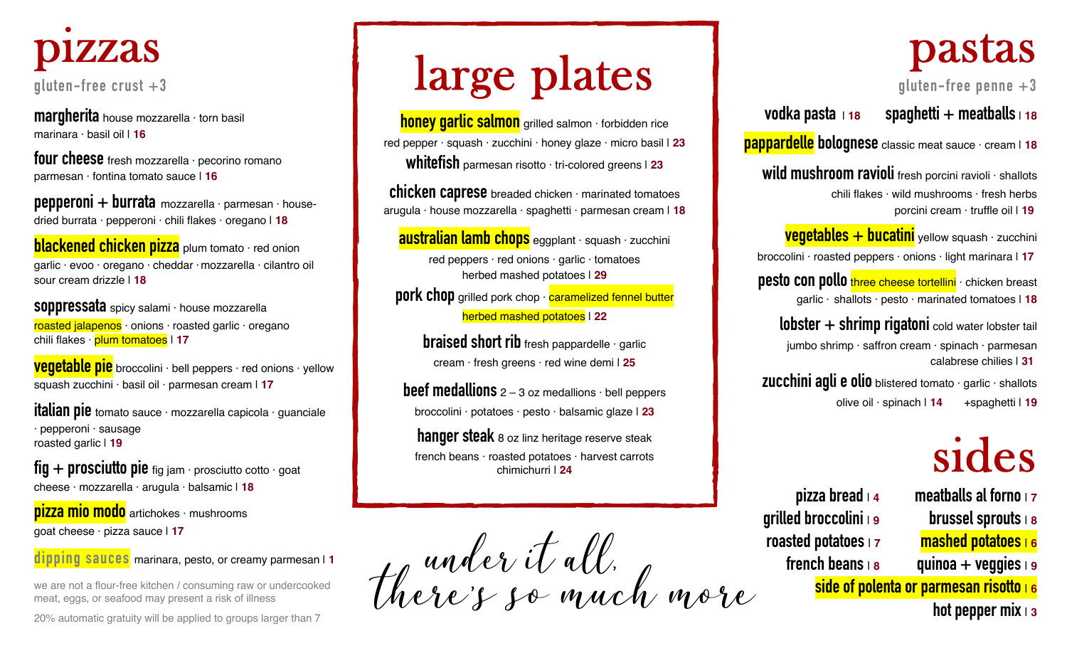# pizzas

gluten-free crust +3

**margherita** house mozzarella · torn basil marinara · basil oil | 16

**four cheese** fresh mozzarella · pecorino romano parmesan · fontina tomato sauce | 16

**pepperoni + burrata** mozzarella · parmesan · house-dried burrata · pepperoni · chili flakes · oregano | 18

**blackened chicken pizza** plum tomato · red onion garlic · evoo · oregano · cheddar · mozzarella · cilantro oil sour cream drizzle | 18

**soppressata** spicy salami · house mozzarella roasted jalapenos · onions · roasted garlic · oregano chili flakes · plum tomatoes | 17

**vegetable pie** broccolini · bell peppers · red onions · yellow squash zucchini · basil oil · parmesan cream | 17

**italian pie** tomato sauce · mozzarella capicola · guanciale · pepperoni · sausage roasted garlic | 19

**fig + prosciutto pie** fig jam · prosciutto cotto · goat cheese · mozzarella · arugula · balsamic | 18

**pizza mio modo** artichokes · mushrooms goat cheese · pizza sauce | 17

**dipping sauces** marinara, pesto, or creamy parmesan | 1

we are not a flour-free kitchen / consuming raw or undercooked meat, eggs, or seafood may present a risk of illness

20% automatic gratuity will be applied to groups larger than 7

# large plates

**honey garlic salmon** grilled salmon · forbidden rice red pepper · squash · zucchini · honey glaze · micro basil | 23

**whitefish** parmesan risotto · tri-colored greens | 23

**chicken caprese** breaded chicken · marinated tomatoes arugula · house mozzarella · spaghetti · parmesan cream | 18

**australian lamb chops** eggplant · squash · zucchini red peppers · red onions · garlic · tomatoes herbed mashed potatoes | 29

**pork chop** grilled pork chop · caramelized fennel butter herbed mashed potatoes | 22

**braised short rib** fresh pappardelle · garlic cream · fresh greens · red wine demi | 25

**beef medallions** 2 – 3 oz medallions · bell peppers broccolini · potatoes · pesto · balsamic glaze | 23

**hanger steak** 8 oz linz heritage reserve steak french beans · roasted potatoes · harvest carrots chimichurri | 24

*under it all, there's so much more*

# pastas

gluten-free penne +3

**vodka pasta** | 18

**spaghetti + meatballs** | 18

**pappardelle bolognese** classic meat sauce · cream | 18

**wild mushroom ravioli** fresh porcini ravioli · shallots chili flakes · wild mushrooms · fresh herbs porcini cream · truffle oil | 19

**vegetables + bucatini** yellow squash · zucchini broccolini · roasted peppers · onions · light marinara | 17

**pesto con pollo** three cheese tortellini · chicken breast garlic · shallots · pesto · marinated tomatoes | 18

**lobster + shrimp rigatoni** cold water lobster tail jumbo shrimp · saffron cream · spinach · parmesan calabrese chilies | 31

**zucchini agli e olio** blistered tomato · garlic · shallots olive oil · spinach | 14 +spaghetti | 19

# sides

**pizza bread** | 4

**grilled broccolini** | 9

**roasted potatoes** | 7

**french beans** | 8

**meatballs al forno** | 7

**brussel sprouts** | 8

**mashed potatoes** | 6

**quinoa + veggies** | 9

**side of polenta or parmesan risotto** | 6

**hot pepper mix** | 3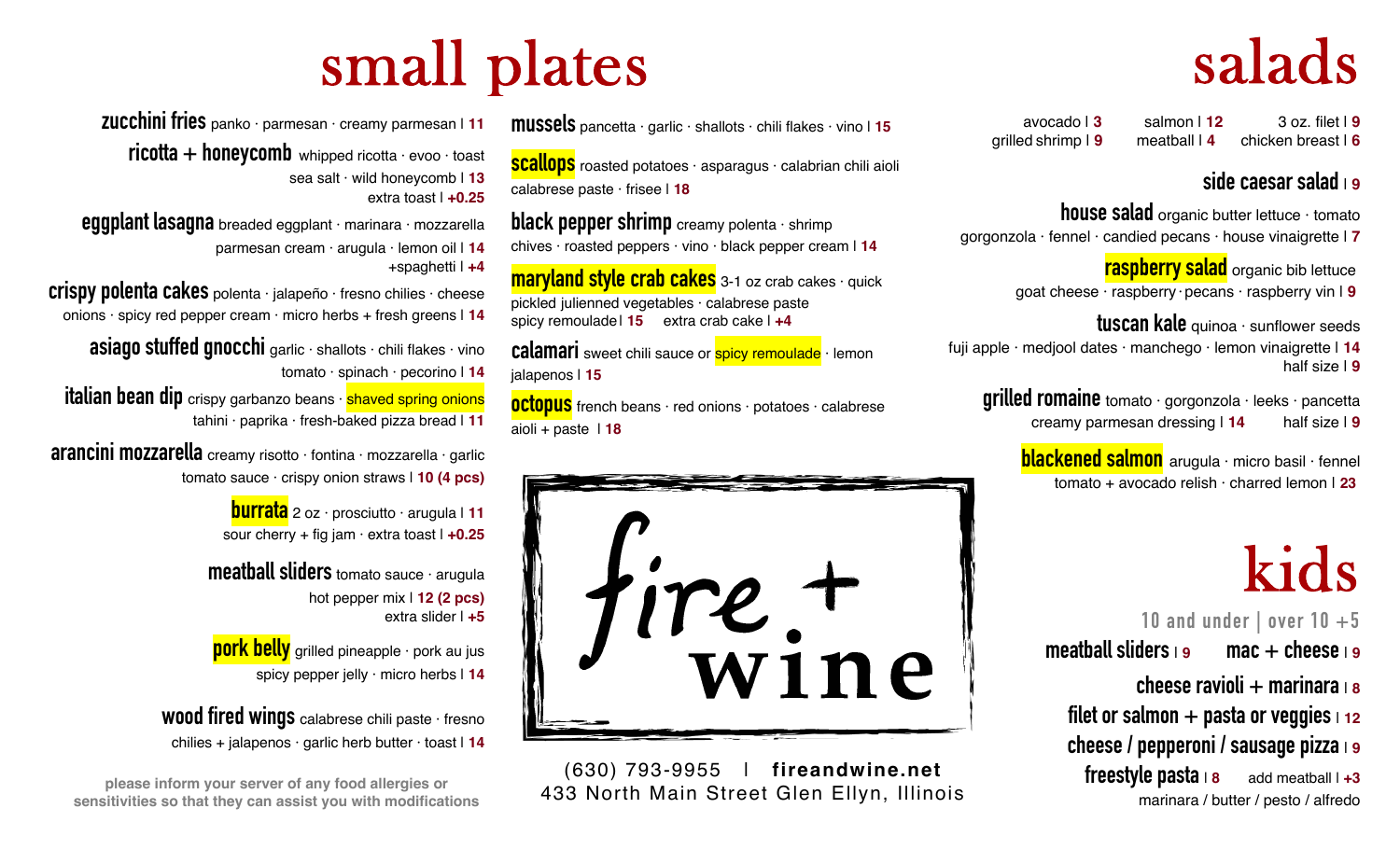# small plates

**zucchini fries** panko · parmesan · creamy parmesan | 11

**ricotta + honeycomb** whipped ricotta · evoo · toast sea salt · wild honeycomb | 13
extra toast | +0.25

**eggplant lasagna** breaded eggplant · marinara · mozzarella parmesan cream · arugula · lemon oil | 14
+spaghetti | +4

**crispy polenta cakes** polenta · jalapeño · fresno chilies · cheese onions · spicy red pepper cream · micro herbs + fresh greens | 14

**asiago stuffed gnocchi** garlic · shallots · chili flakes · vino tomato · spinach · pecorino | 14

**italian bean dip** crispy garbanzo beans · shaved spring onions tahini · paprika · fresh-baked pizza bread | 11

**arancini mozzarella** creamy risotto · fontina · mozzarella · garlic tomato sauce · crispy onion straws | 10 (4 pcs)

**burrata** 2 oz · prosciutto · arugula | 11
sour cherry + fig jam · extra toast | +0.25

**meatball sliders** tomato sauce · arugula hot pepper mix | 12 (2 pcs)
extra slider | +5

**pork belly** grilled pineapple · pork au jus spicy pepper jelly · micro herbs | 14

**wood fired wings** calabrese chili paste · fresno chilies + jalapenos · garlic herb butter · toast | 14

please inform your server of any food allergies or sensitivities so that they can assist you with modifications

**mussels** pancetta · garlic · shallots · chili flakes · vino | 15

**scallops** roasted potatoes · asparagus · calabrian chili aioli calabrese paste · frisee | 18

**black pepper shrimp** creamy polenta · shrimp chives · roasted peppers · vino · black pepper cream | 14

**maryland style crab cakes** 3-1 oz crab cakes · quick pickled julienned vegetables · calabrese paste spicy remoulade | 15 extra crab cake | +4

**calamari** sweet chili sauce or spicy remoulade · lemon jalapenos | 15

**octopus** french beans · red onions · potatoes · calabrese aioli + paste | 18

fire + wine

(630) 793-9955 | **fireandwine.net**
433 North Main Street Glen Ellyn, Illinois

# salads

avocado | 3 · salmon | 12 · 3 oz. filet | 9
grilled shrimp | 9 · meatball | 4 · chicken breast | 6

**side caesar salad** | 9

**house salad** organic butter lettuce · tomato gorgonzola · fennel · candied pecans · house vinaigrette | 7

**raspberry salad** organic bib lettuce goat cheese · raspberry · pecans · raspberry vin | 9

**tuscan kale** quinoa · sunflower seeds fuji apple · medjool dates · manchego · lemon vinaigrette | 14
half size | 9

**grilled romaine** tomato · gorgonzola · leeks · pancetta creamy parmesan dressing | 14 half size | 9

**blackened salmon** arugula · micro basil · fennel tomato + avocado relish · charred lemon | 23

# kids

10 and under | over 10 +5

**meatball sliders** | 9 **mac + cheese** | 9

**cheese ravioli + marinara** | 8

**filet or salmon + pasta or veggies** | 12

**cheese / pepperoni / sausage pizza** | 9

**freestyle pasta** | 8 add meatball | +3
marinara / butter / pesto / alfredo